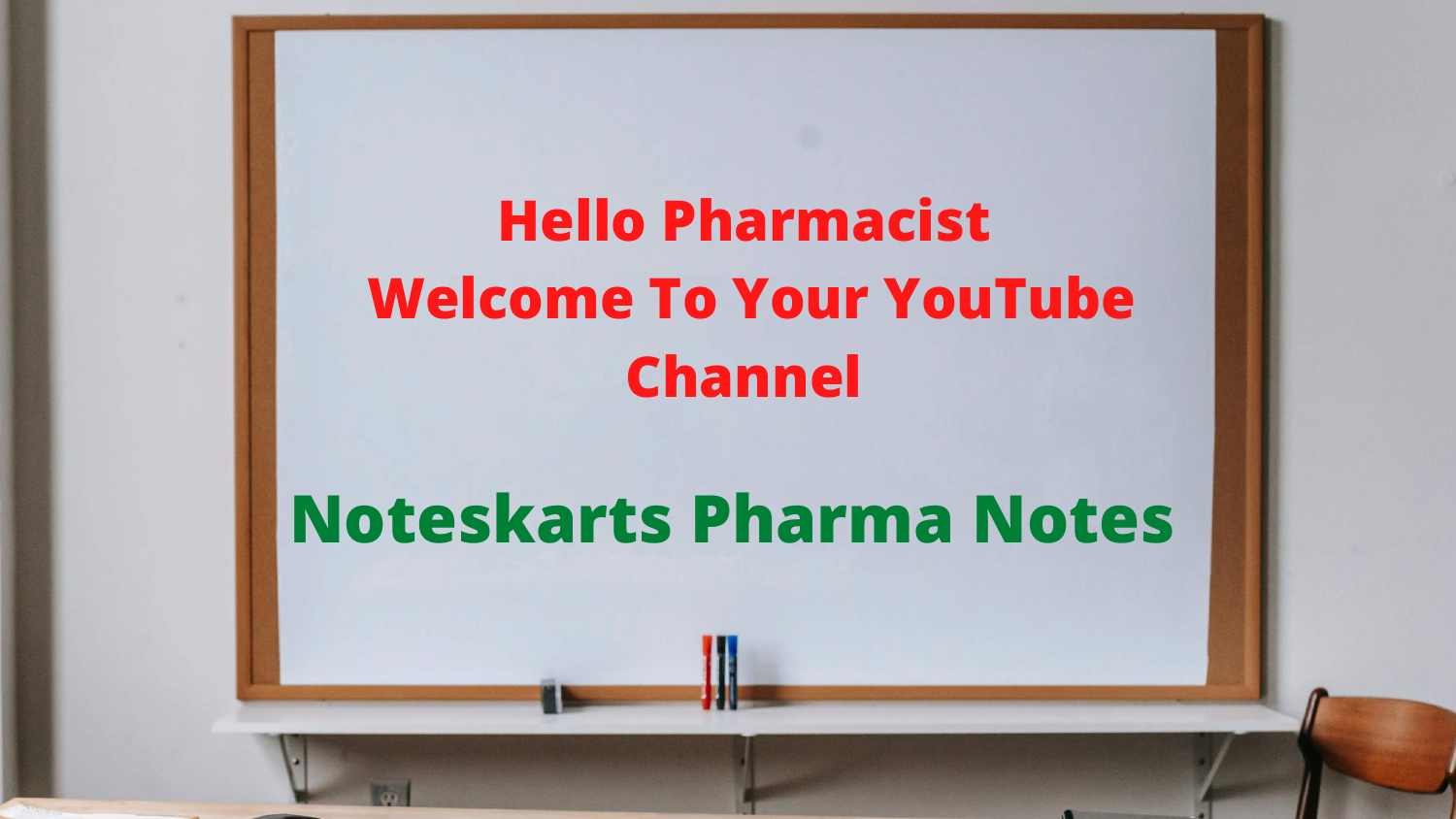Hello Pharmacist
Welcome To Your YouTube Channel

Noteskarts Pharma Notes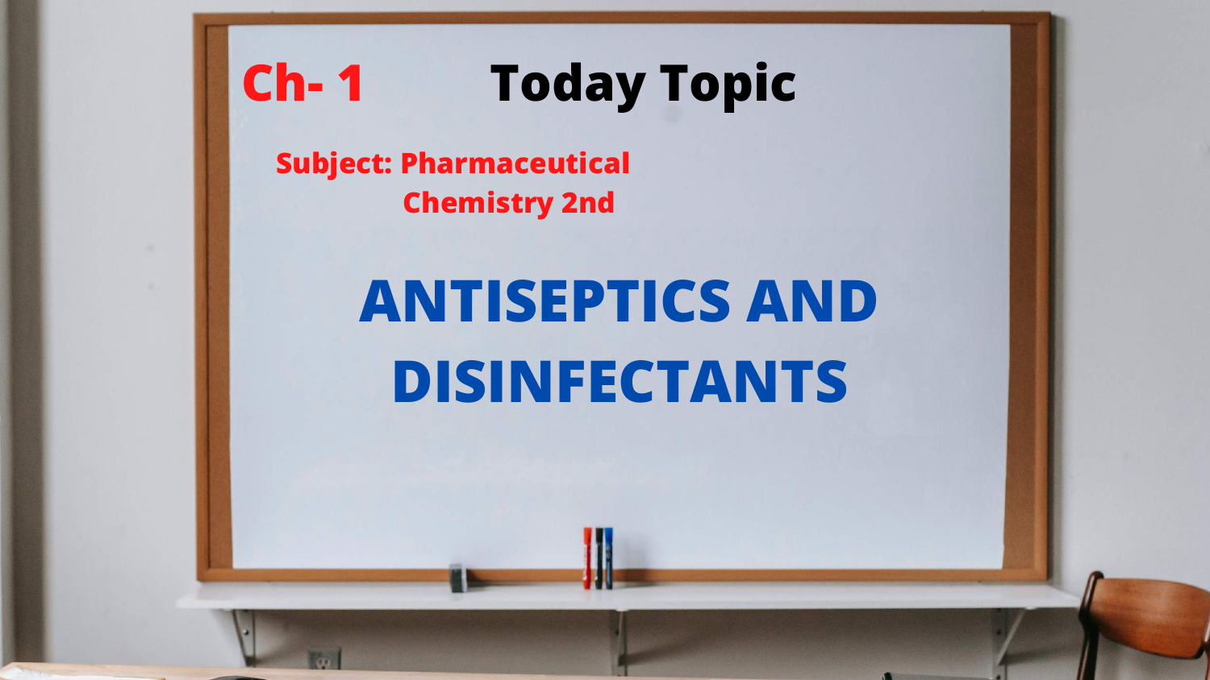**Ch- 1** **Today Topic**

**Subject: Pharmaceutical Chemistry 2nd**

# ANTISEPTICS AND DISINFECTANTS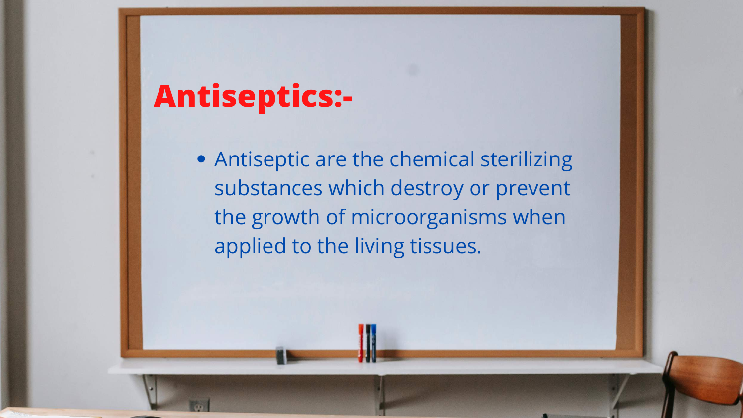# Antiseptics:-

- Antiseptic are the chemical sterilizing substances which destroy or prevent the growth of microorganisms when applied to the living tissues.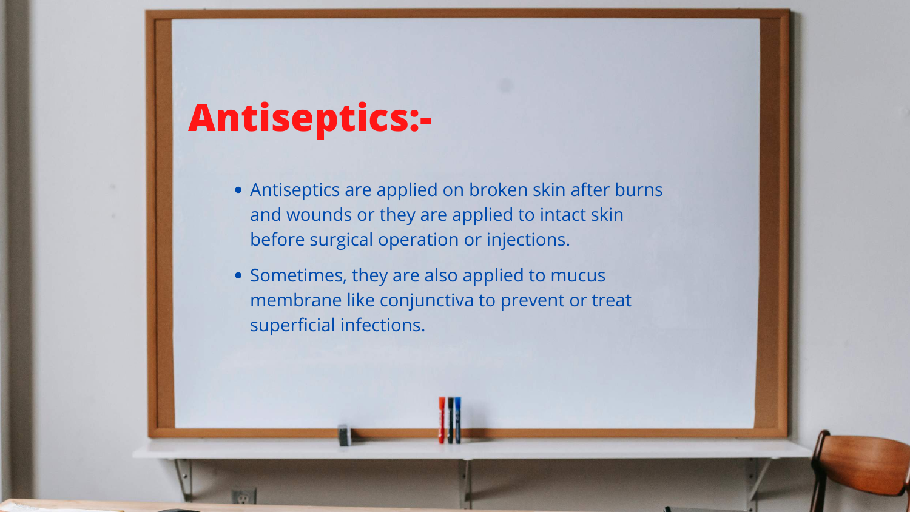# Antiseptics:-

- Antiseptics are applied on broken skin after burns and wounds or they are applied to intact skin before surgical operation or injections.
- Sometimes, they are also applied to mucus membrane like conjunctiva to prevent or treat superficial infections.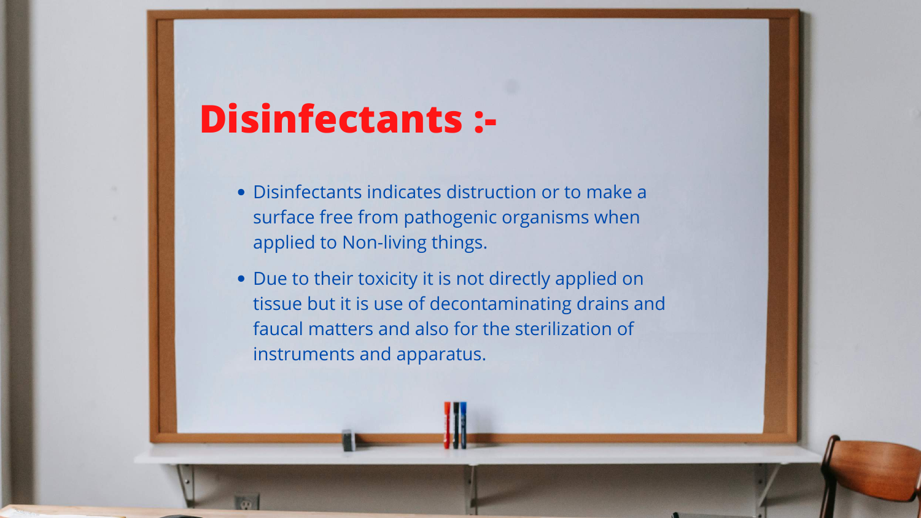# Disinfectants :-

- Disinfectants indicates distruction or to make a surface free from pathogenic organisms when applied to Non-living things.
- Due to their toxicity it is not directly applied on tissue but it is use of decontaminating drains and faucal matters and also for the sterilization of instruments and apparatus.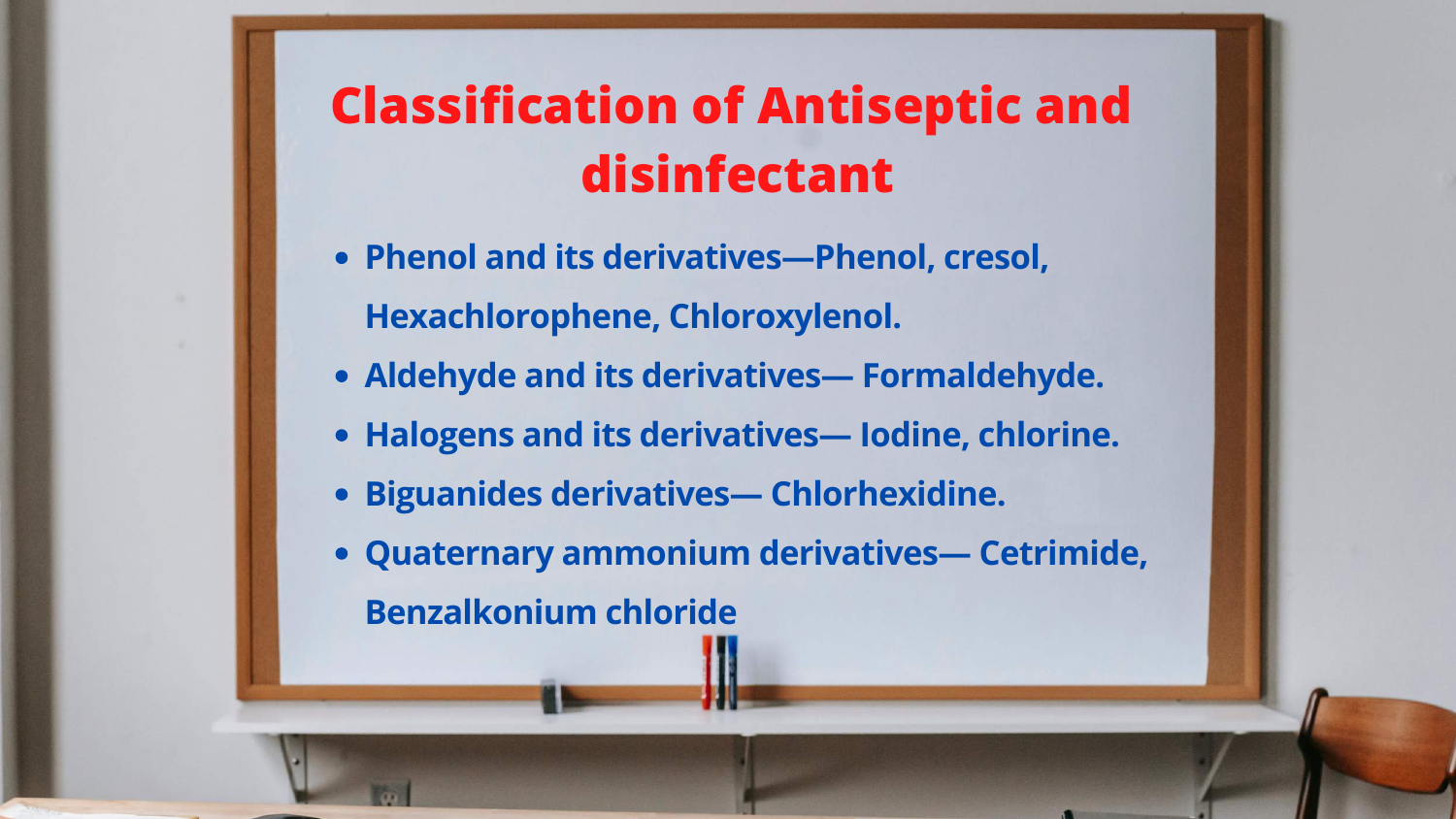# Classification of Antiseptic and disinfectant

- **Phenol and its derivatives—Phenol, cresol, Hexachlorophene, Chloroxylenol.**
- **Aldehyde and its derivatives— Formaldehyde.**
- **Halogens and its derivatives— Iodine, chlorine.**
- **Biguanides derivatives— Chlorhexidine.**
- **Quaternary ammonium derivatives— Cetrimide, Benzalkonium chloride**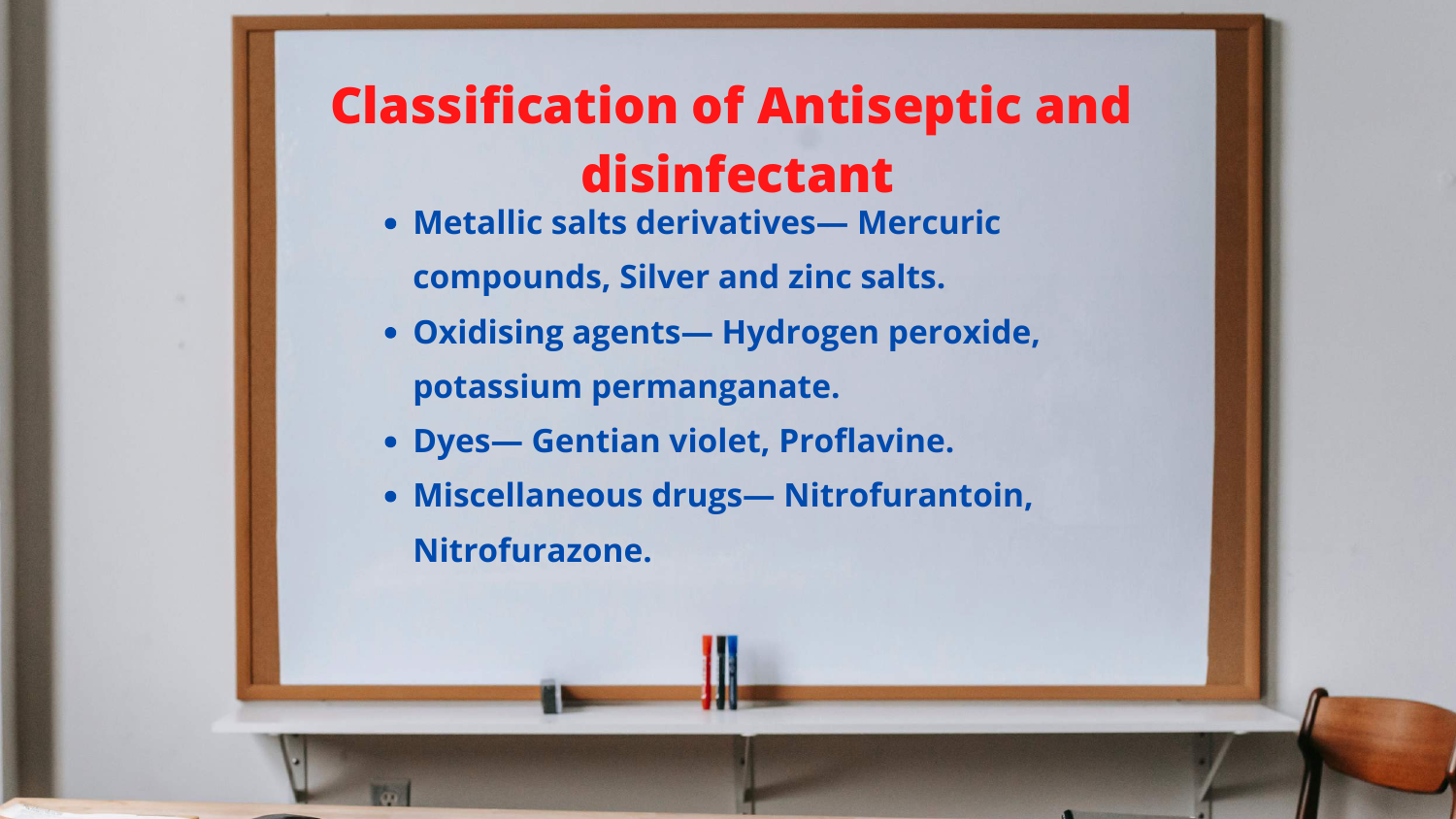# Classification of Antiseptic and disinfectant

- **Metallic salts derivatives— Mercuric compounds, Silver and zinc salts.**
- **Oxidising agents— Hydrogen peroxide, potassium permanganate.**
- **Dyes— Gentian violet, Proflavine.**
- **Miscellaneous drugs— Nitrofurantoin, Nitrofurazone.**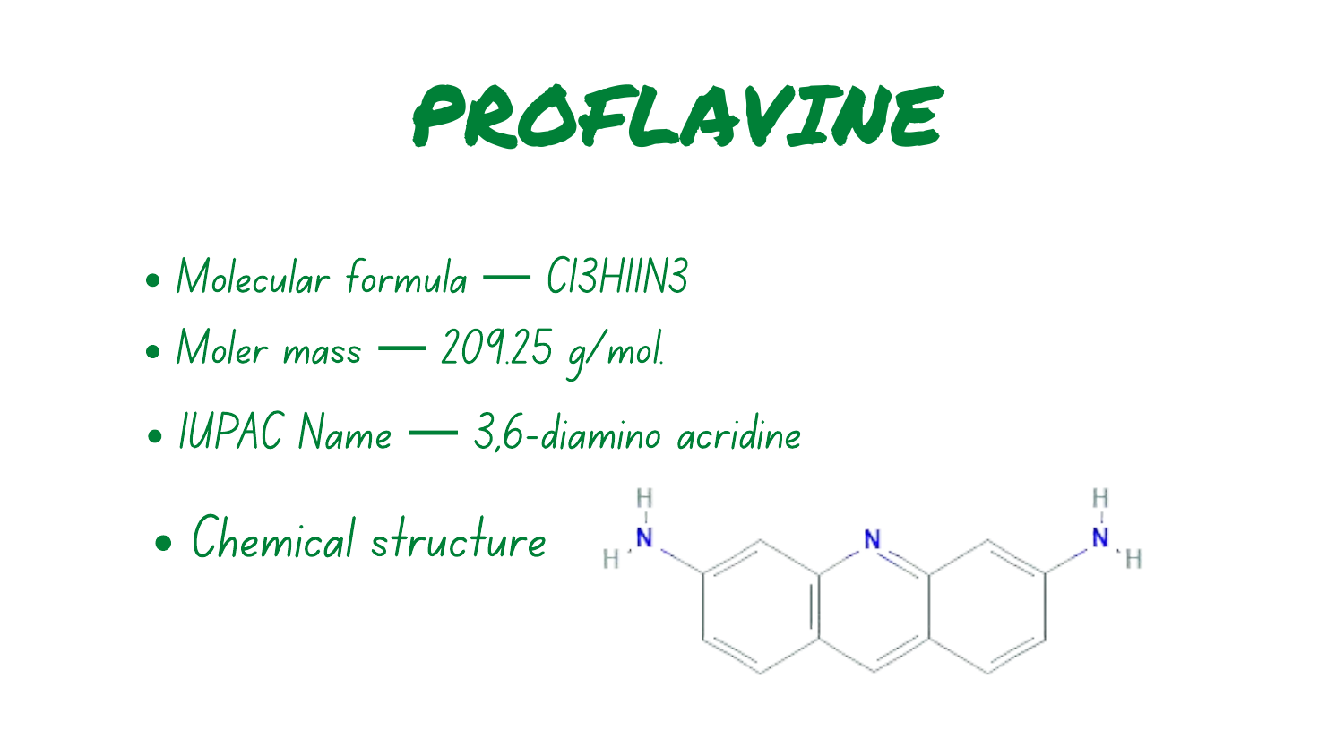# PROFLAVINE

- Molecular formula — $C_{13}H_{11}N_3$
- Moler mass — 209.25 g/mol.
- IUPAC Name — 3,6-diamino acridine
- Chemical structure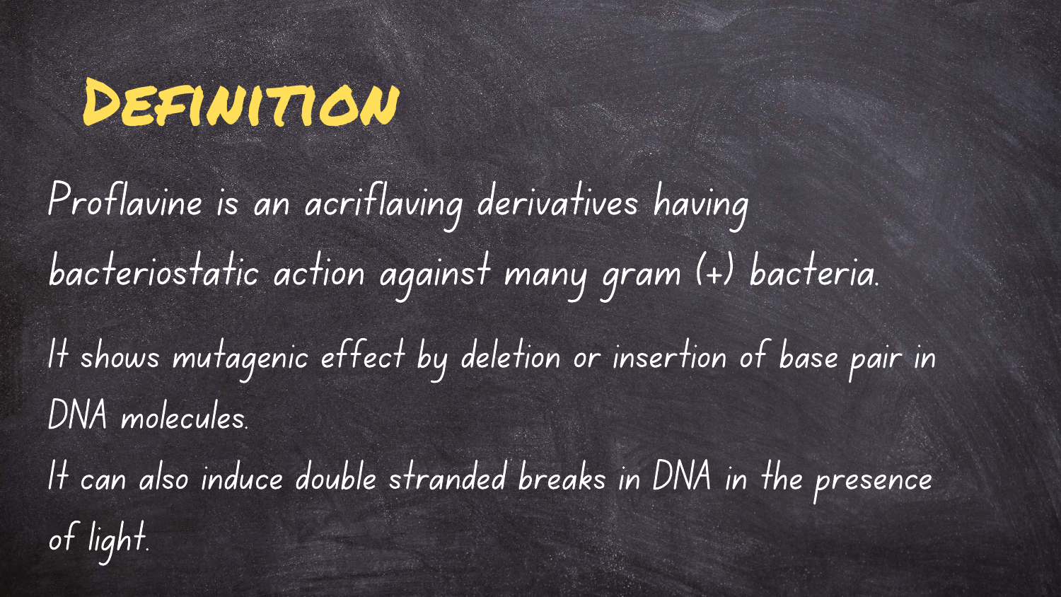# Definition

Proflavine is an acriflaving derivatives having bacteriostatic action against many gram (+) bacteria.

It shows mutagenic effect by deletion or insertion of base pair in DNA molecules.

It can also induce double stranded breaks in DNA in the presence of light.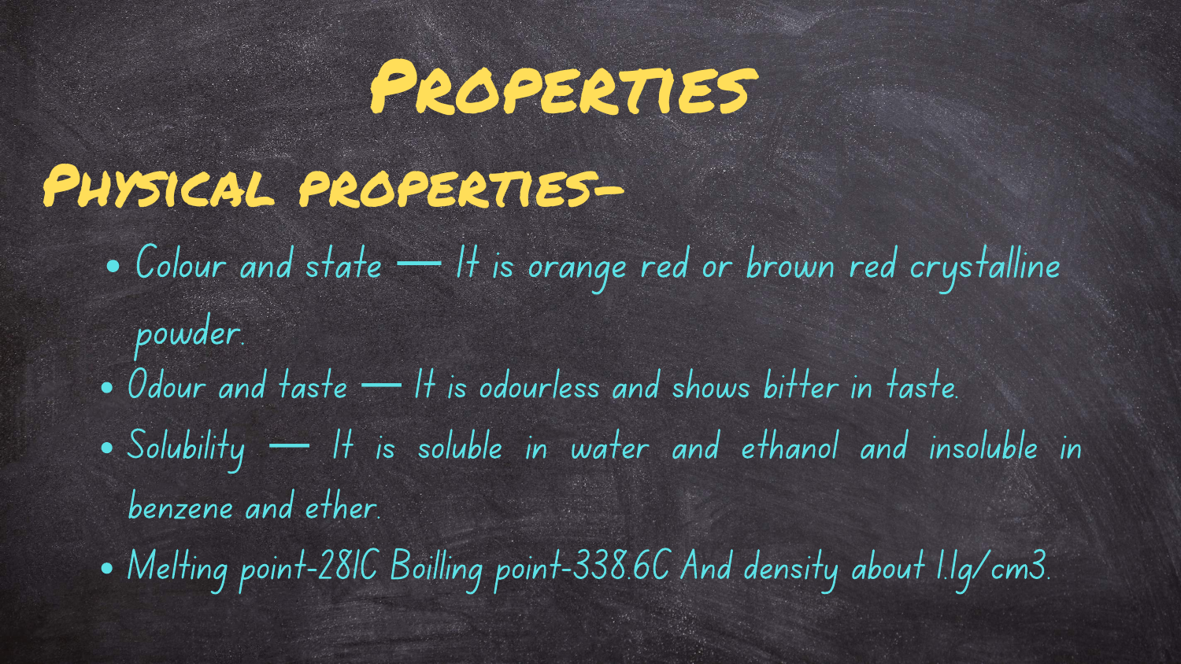# Properties

## Physical properties-

- Colour and state — It is orange red or brown red crystalline powder.
- Odour and taste — It is odourless and shows bitter in taste.
- Solubility — It is soluble in water and ethanol and insoluble in benzene and ether.
- Melting point-281C Boilling point-338.6C And density about 1.1g/cm3.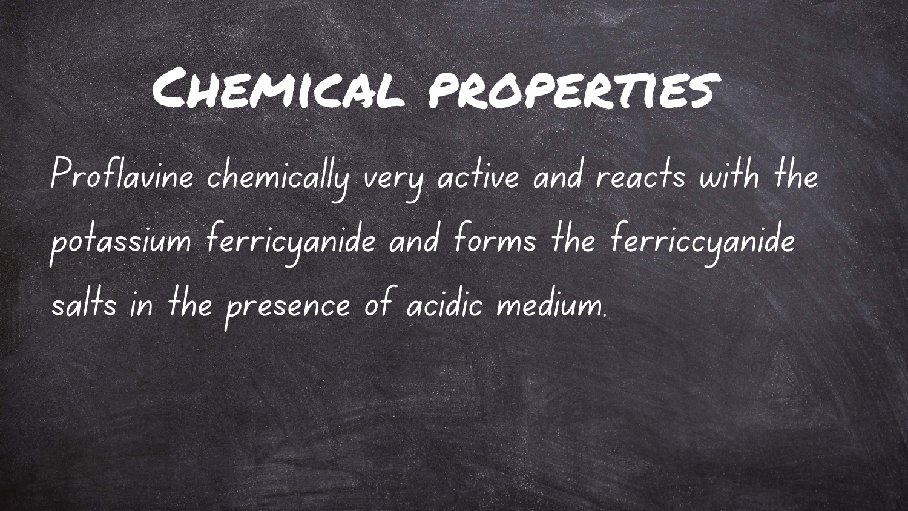# Chemical properties

Proflavine chemically very active and reacts with the potassium ferricyanide and forms the ferriccyanide salts in the presence of acidic medium.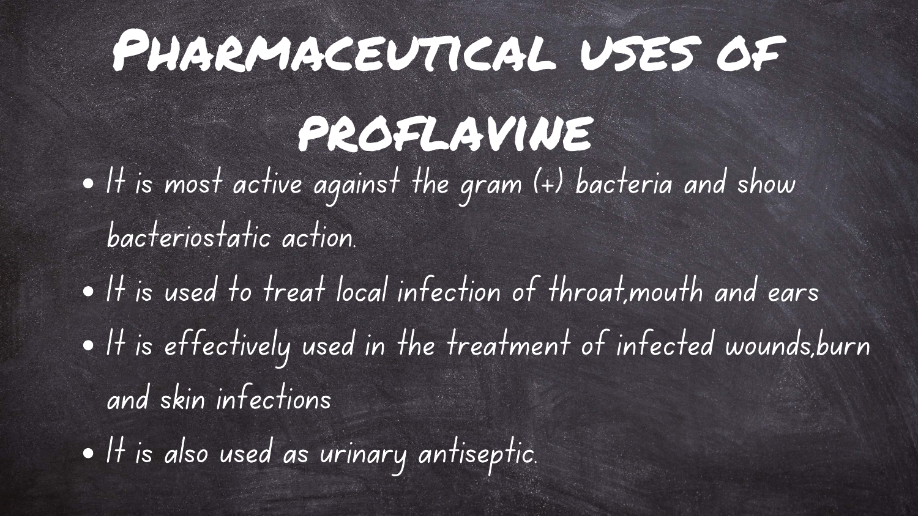# Pharmaceutical uses of proflavine

- It is most active against the gram (+) bacteria and show bacteriostatic action.
- It is used to treat local infection of throat,mouth and ears
- It is effectively used in the treatment of infected wounds,burn and skin infections
- It is also used as urinary antiseptic.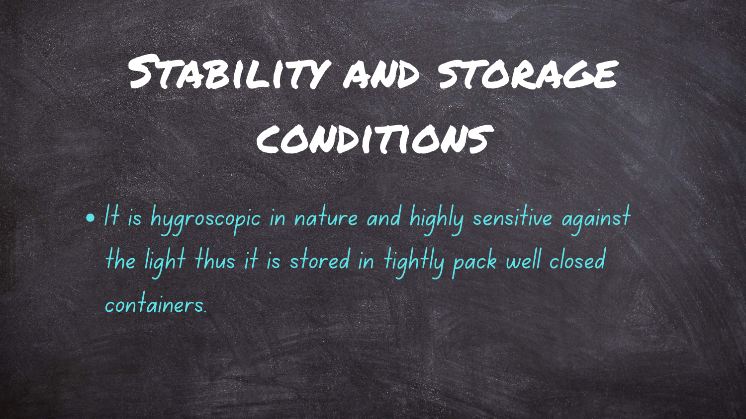# Stability and storage conditions

- It is hygroscopic in nature and highly sensitive against the light thus it is stored in tightly pack well closed containers.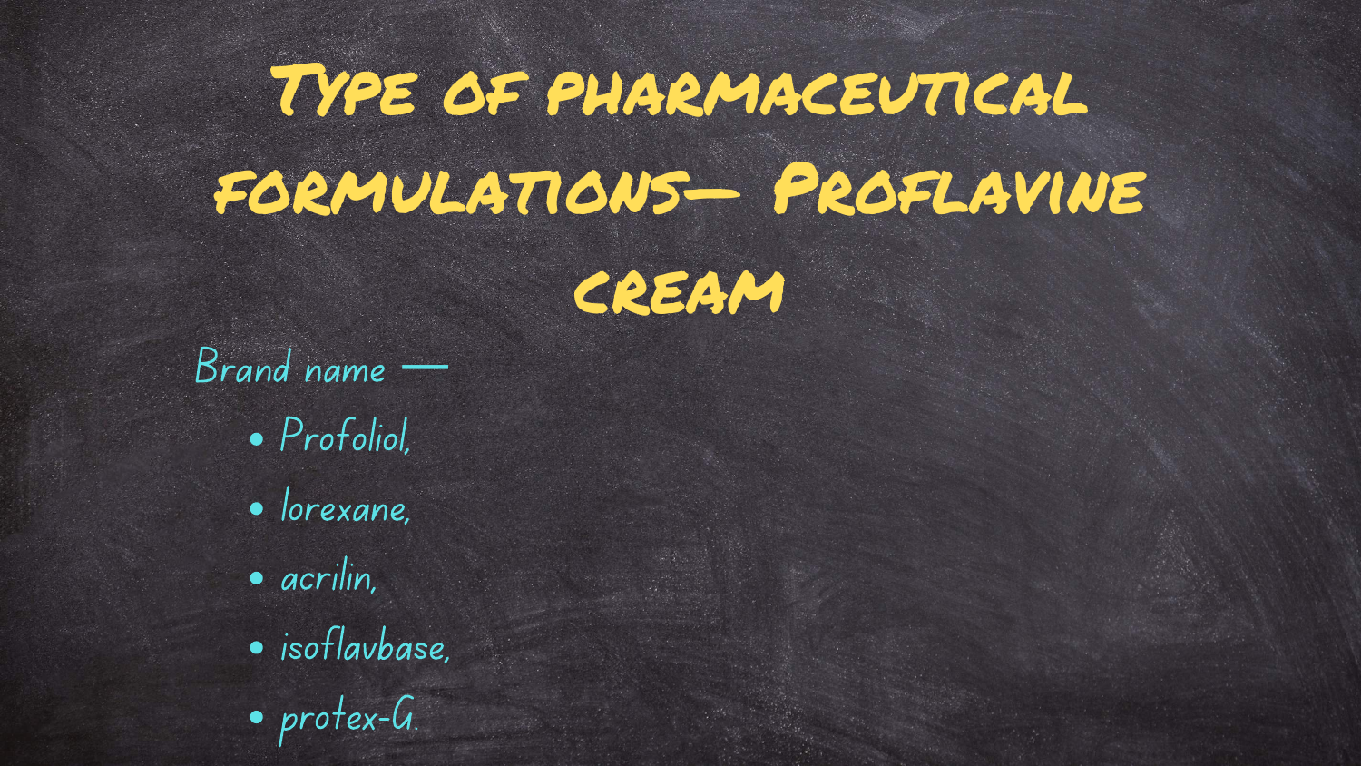# Type of pharmaceutical formulations— Proflavine cream

Brand name —

- Profoliol,
- lorexane,
- acrilin,
- isoflavbase,
- protex-G.